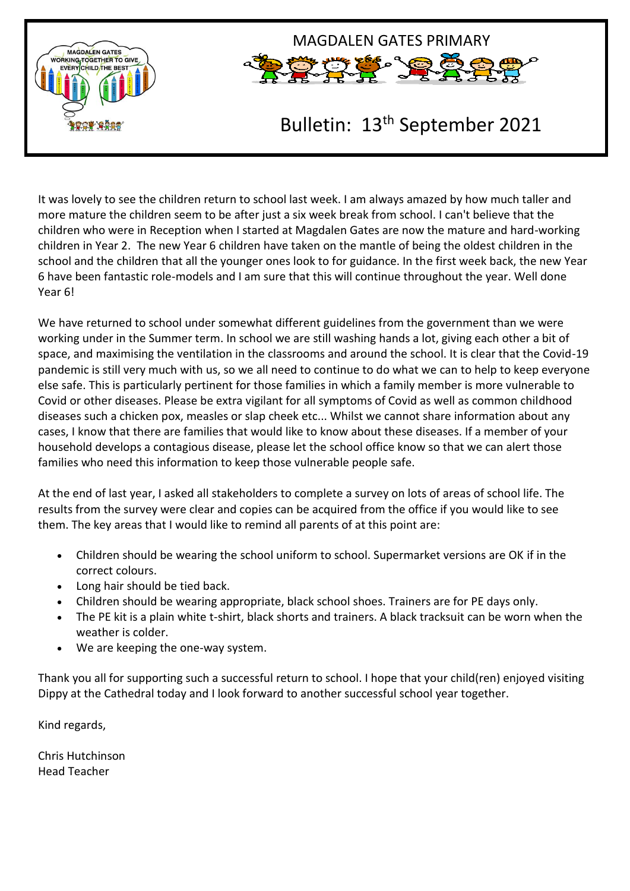# MAGDALEN GATES PRIMARY

## Bulletin: 13th September 2021

It was lovely to see the children return to school last week. I am always amazed by how much taller and more mature the children seem to be after just a six week break from school. I can't believe that the children who were in Reception when I started at Magdalen Gates are now the mature and hard-working children in Year 2. The new Year 6 children have taken on the mantle of being the oldest children in the school and the children that all the younger ones look to for guidance. In the first week back, the new Year 6 have been fantastic role-models and I am sure that this will continue throughout the year. Well done Year 6!

We have returned to school under somewhat different guidelines from the government than we were working under in the Summer term. In school we are still washing hands a lot, giving each other a bit of space, and maximising the ventilation in the classrooms and around the school. It is clear that the Covid-19 pandemic is still very much with us, so we all need to continue to do what we can to help to keep everyone else safe. This is particularly pertinent for those families in which a family member is more vulnerable to Covid or other diseases. Please be extra vigilant for all symptoms of Covid as well as common childhood diseases such a chicken pox, measles or slap cheek etc... Whilst we cannot share information about any cases, I know that there are families that would like to know about these diseases. If a member of your household develops a contagious disease, please let the school office know so that we can alert those families who need this information to keep those vulnerable people safe.

At the end of last year, I asked all stakeholders to complete a survey on lots of areas of school life. The results from the survey were clear and copies can be acquired from the office if you would like to see them. The key areas that I would like to remind all parents of at this point are:

- Children should be wearing the school uniform to school. Supermarket versions are OK if in the correct colours.
- Long hair should be tied back.
- Children should be wearing appropriate, black school shoes. Trainers are for PE days only.
- The PE kit is a plain white t-shirt, black shorts and trainers. A black tracksuit can be worn when the weather is colder.
- We are keeping the one-way system.

Thank you all for supporting such a successful return to school. I hope that your child(ren) enjoyed visiting Dippy at the Cathedral today and I look forward to another successful school year together.

Kind regards,

Chris Hutchinson
Head Teacher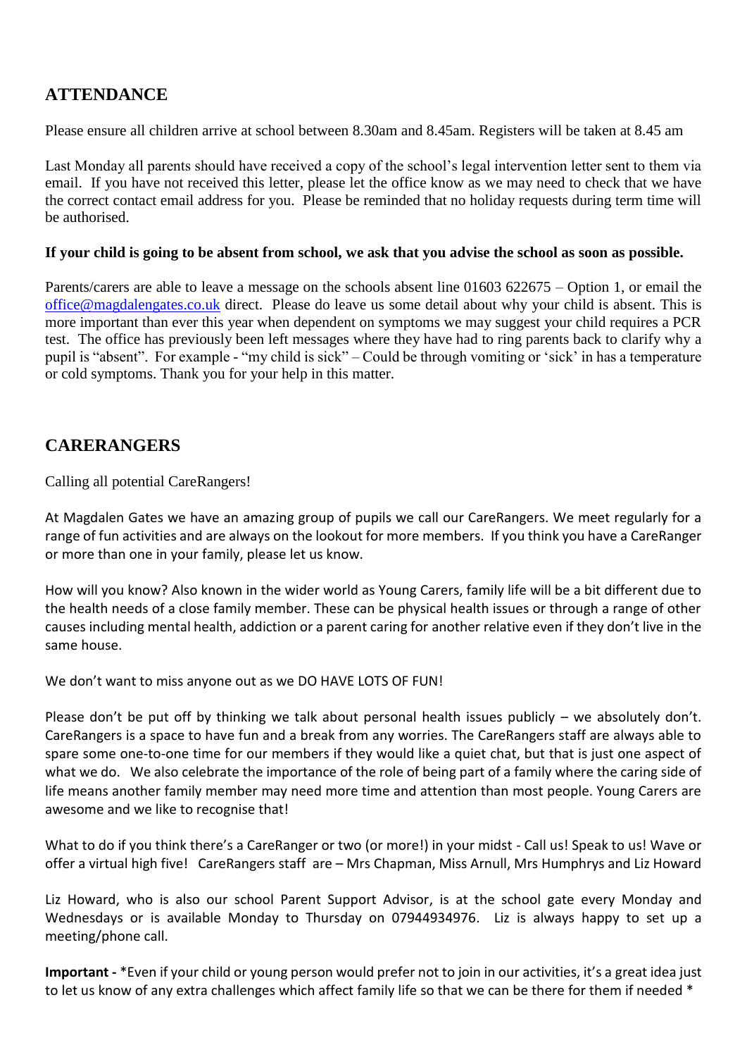## ATTENDANCE

Please ensure all children arrive at school between 8.30am and 8.45am. Registers will be taken at 8.45 am

Last Monday all parents should have received a copy of the school's legal intervention letter sent to them via email. If you have not received this letter, please let the office know as we may need to check that we have the correct contact email address for you. Please be reminded that no holiday requests during term time will be authorised.

**If your child is going to be absent from school, we ask that you advise the school as soon as possible.**

Parents/carers are able to leave a message on the schools absent line 01603 622675 – Option 1, or email the office@magdalengates.co.uk direct. Please do leave us some detail about why your child is absent. This is more important than ever this year when dependent on symptoms we may suggest your child requires a PCR test. The office has previously been left messages where they have had to ring parents back to clarify why a pupil is "absent". For example - "my child is sick" – Could be through vomiting or 'sick' in has a temperature or cold symptoms. Thank you for your help in this matter.

## CARERANGERS

Calling all potential CareRangers!

At Magdalen Gates we have an amazing group of pupils we call our CareRangers. We meet regularly for a range of fun activities and are always on the lookout for more members. If you think you have a CareRanger or more than one in your family, please let us know.

How will you know? Also known in the wider world as Young Carers, family life will be a bit different due to the health needs of a close family member. These can be physical health issues or through a range of other causes including mental health, addiction or a parent caring for another relative even if they don't live in the same house.

We don't want to miss anyone out as we DO HAVE LOTS OF FUN!

Please don't be put off by thinking we talk about personal health issues publicly – we absolutely don't. CareRangers is a space to have fun and a break from any worries. The CareRangers staff are always able to spare some one-to-one time for our members if they would like a quiet chat, but that is just one aspect of what we do. We also celebrate the importance of the role of being part of a family where the caring side of life means another family member may need more time and attention than most people. Young Carers are awesome and we like to recognise that!

What to do if you think there's a CareRanger or two (or more!) in your midst - Call us! Speak to us! Wave or offer a virtual high five! CareRangers staff are – Mrs Chapman, Miss Arnull, Mrs Humphrys and Liz Howard

Liz Howard, who is also our school Parent Support Advisor, is at the school gate every Monday and Wednesdays or is available Monday to Thursday on 07944934976. Liz is always happy to set up a meeting/phone call.

**Important -** *Even if your child or young person would prefer not to join in our activities, it's a great idea just to let us know of any extra challenges which affect family life so that we can be there for them if needed *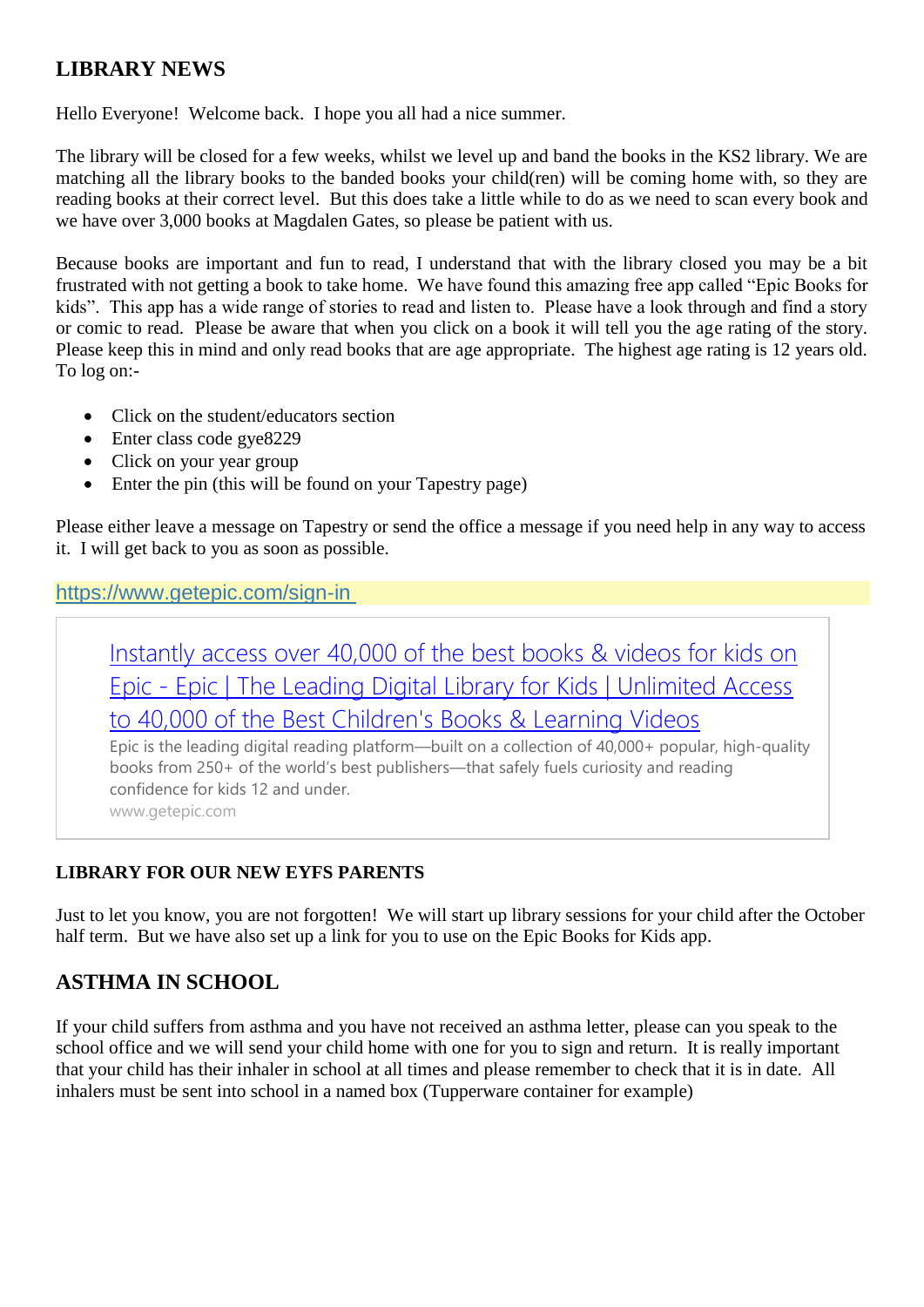## LIBRARY NEWS

Hello Everyone! Welcome back. I hope you all had a nice summer.

The library will be closed for a few weeks, whilst we level up and band the books in the KS2 library. We are matching all the library books to the banded books your child(ren) will be coming home with, so they are reading books at their correct level. But this does take a little while to do as we need to scan every book and we have over 3,000 books at Magdalen Gates, so please be patient with us.

Because books are important and fun to read, I understand that with the library closed you may be a bit frustrated with not getting a book to take home. We have found this amazing free app called "Epic Books for kids". This app has a wide range of stories to read and listen to. Please have a look through and find a story or comic to read. Please be aware that when you click on a book it will tell you the age rating of the story. Please keep this in mind and only read books that are age appropriate. The highest age rating is 12 years old. To log on:-

- Click on the student/educators section
- Enter class code gye8229
- Click on your year group
- Enter the pin (this will be found on your Tapestry page)

Please either leave a message on Tapestry or send the office a message if you need help in any way to access it. I will get back to you as soon as possible.

https://www.getepic.com/sign-in

> Instantly access over 40,000 of the best books & videos for kids on Epic - Epic | The Leading Digital Library for Kids | Unlimited Access to 40,000 of the Best Children's Books & Learning Videos
>
> Epic is the leading digital reading platform—built on a collection of 40,000+ popular, high-quality books from 250+ of the world's best publishers—that safely fuels curiosity and reading confidence for kids 12 and under.
>
> www.getepic.com

### LIBRARY FOR OUR NEW EYFS PARENTS

Just to let you know, you are not forgotten! We will start up library sessions for your child after the October half term. But we have also set up a link for you to use on the Epic Books for Kids app.

## ASTHMA IN SCHOOL

If your child suffers from asthma and you have not received an asthma letter, please can you speak to the school office and we will send your child home with one for you to sign and return. It is really important that your child has their inhaler in school at all times and please remember to check that it is in date. All inhalers must be sent into school in a named box (Tupperware container for example)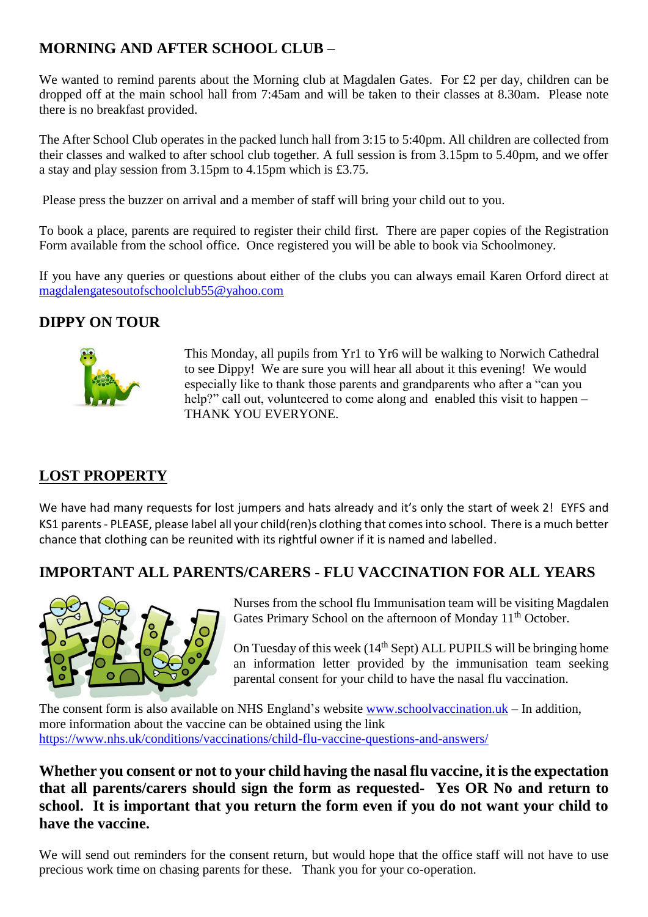## MORNING AND AFTER SCHOOL CLUB –

We wanted to remind parents about the Morning club at Magdalen Gates. For £2 per day, children can be dropped off at the main school hall from 7:45am and will be taken to their classes at 8.30am. Please note there is no breakfast provided.

The After School Club operates in the packed lunch hall from 3:15 to 5:40pm. All children are collected from their classes and walked to after school club together. A full session is from 3.15pm to 5.40pm, and we offer a stay and play session from 3.15pm to 4.15pm which is £3.75.

Please press the buzzer on arrival and a member of staff will bring your child out to you.

To book a place, parents are required to register their child first. There are paper copies of the Registration Form available from the school office. Once registered you will be able to book via Schoolmoney.

If you have any queries or questions about either of the clubs you can always email Karen Orford direct at magdalengatesoutofschoolclub55@yahoo.com

## DIPPY ON TOUR

This Monday, all pupils from Yr1 to Yr6 will be walking to Norwich Cathedral to see Dippy! We are sure you will hear all about it this evening! We would especially like to thank those parents and grandparents who after a "can you help?" call out, volunteered to come along and enabled this visit to happen – THANK YOU EVERYONE.

## LOST PROPERTY

We have had many requests for lost jumpers and hats already and it's only the start of week 2! EYFS and KS1 parents - PLEASE, please label all your child(ren)s clothing that comes into school. There is a much better chance that clothing can be reunited with its rightful owner if it is named and labelled.

## IMPORTANT ALL PARENTS/CARERS - FLU VACCINATION FOR ALL YEARS

Nurses from the school flu Immunisation team will be visiting Magdalen Gates Primary School on the afternoon of Monday 11th October.

On Tuesday of this week (14th Sept) ALL PUPILS will be bringing home an information letter provided by the immunisation team seeking parental consent for your child to have the nasal flu vaccination.

The consent form is also available on NHS England's website www.schoolvaccination.uk – In addition, more information about the vaccine can be obtained using the link https://www.nhs.uk/conditions/vaccinations/child-flu-vaccine-questions-and-answers/

**Whether you consent or not to your child having the nasal flu vaccine, it is the expectation that all parents/carers should sign the form as requested- Yes OR No and return to school. It is important that you return the form even if you do not want your child to have the vaccine.**

We will send out reminders for the consent return, but would hope that the office staff will not have to use precious work time on chasing parents for these. Thank you for your co-operation.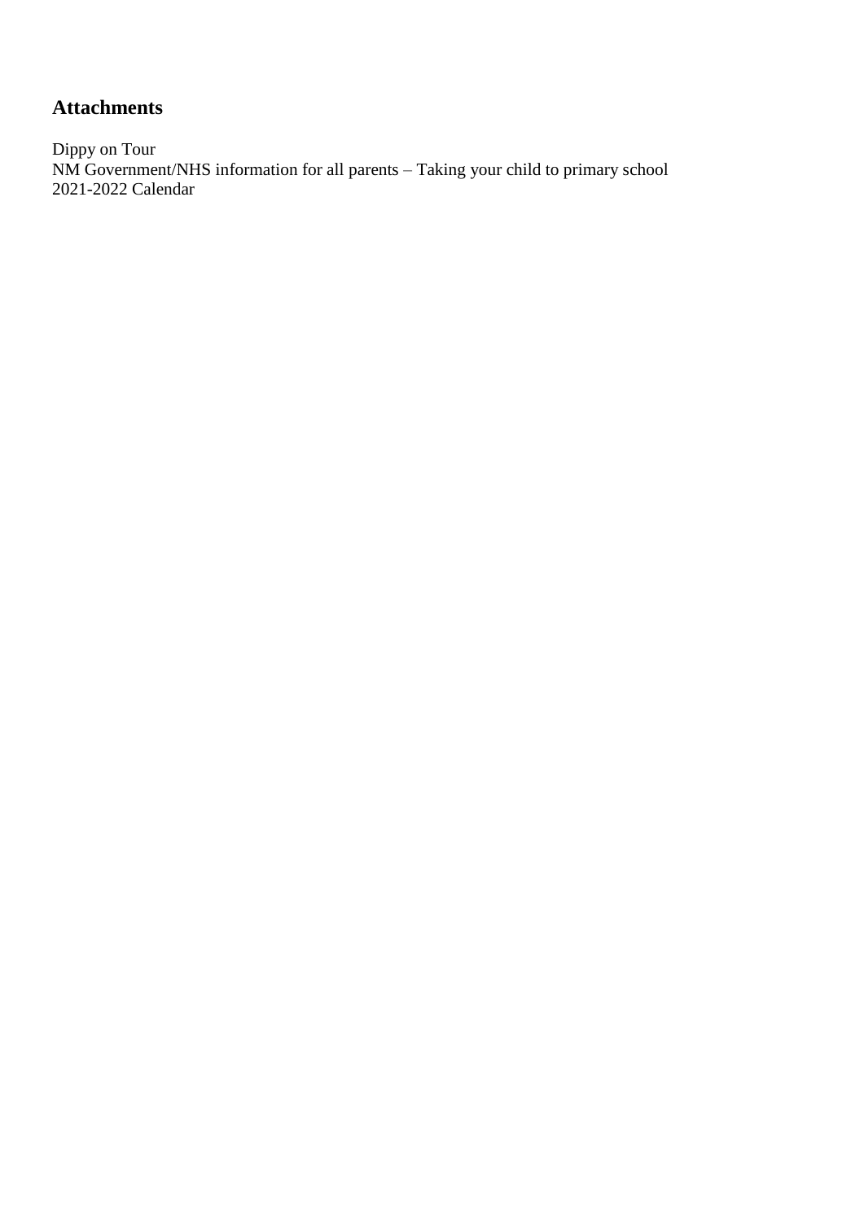## Attachments

Dippy on Tour
NM Government/NHS information for all parents – Taking your child to primary school
2021-2022 Calendar